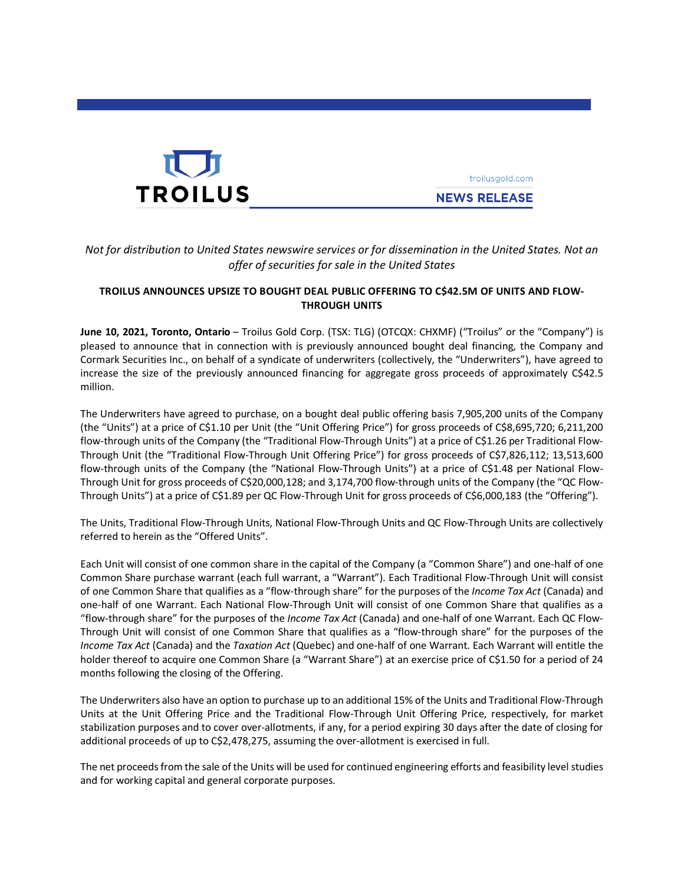TROILUS

troilusgold.com

NEWS RELEASE

*Not for distribution to United States newswire services or for dissemination in the United States. Not an offer of securities for sale in the United States*

**TROILUS ANNOUNCES UPSIZE TO BOUGHT DEAL PUBLIC OFFERING TO C$42.5M OF UNITS AND FLOW-THROUGH UNITS**

**June 10, 2021, Toronto, Ontario** – Troilus Gold Corp. (TSX: TLG) (OTCQX: CHXMF) ("Troilus" or the "Company") is pleased to announce that in connection with is previously announced bought deal financing, the Company and Cormark Securities Inc., on behalf of a syndicate of underwriters (collectively, the "Underwriters"), have agreed to increase the size of the previously announced financing for aggregate gross proceeds of approximately C$42.5 million.

The Underwriters have agreed to purchase, on a bought deal public offering basis 7,905,200 units of the Company (the "Units") at a price of C$1.10 per Unit (the "Unit Offering Price") for gross proceeds of C$8,695,720; 6,211,200 flow-through units of the Company (the "Traditional Flow-Through Units") at a price of C$1.26 per Traditional Flow-Through Unit (the "Traditional Flow-Through Unit Offering Price") for gross proceeds of C$7,826,112; 13,513,600 flow-through units of the Company (the "National Flow-Through Units") at a price of C$1.48 per National Flow-Through Unit for gross proceeds of C$20,000,128; and 3,174,700 flow-through units of the Company (the "QC Flow-Through Units") at a price of C$1.89 per QC Flow-Through Unit for gross proceeds of C$6,000,183 (the "Offering").

The Units, Traditional Flow-Through Units, National Flow-Through Units and QC Flow-Through Units are collectively referred to herein as the "Offered Units".

Each Unit will consist of one common share in the capital of the Company (a "Common Share") and one-half of one Common Share purchase warrant (each full warrant, a "Warrant"). Each Traditional Flow-Through Unit will consist of one Common Share that qualifies as a "flow-through share" for the purposes of the *Income Tax Act* (Canada) and one-half of one Warrant. Each National Flow-Through Unit will consist of one Common Share that qualifies as a "flow-through share" for the purposes of the *Income Tax Act* (Canada) and one-half of one Warrant. Each QC Flow-Through Unit will consist of one Common Share that qualifies as a "flow-through share" for the purposes of the *Income Tax Act* (Canada) and the *Taxation Act* (Quebec) and one-half of one Warrant. Each Warrant will entitle the holder thereof to acquire one Common Share (a "Warrant Share") at an exercise price of C$1.50 for a period of 24 months following the closing of the Offering.

The Underwriters also have an option to purchase up to an additional 15% of the Units and Traditional Flow-Through Units at the Unit Offering Price and the Traditional Flow-Through Unit Offering Price, respectively, for market stabilization purposes and to cover over-allotments, if any, for a period expiring 30 days after the date of closing for additional proceeds of up to C$2,478,275, assuming the over-allotment is exercised in full.

The net proceeds from the sale of the Units will be used for continued engineering efforts and feasibility level studies and for working capital and general corporate purposes.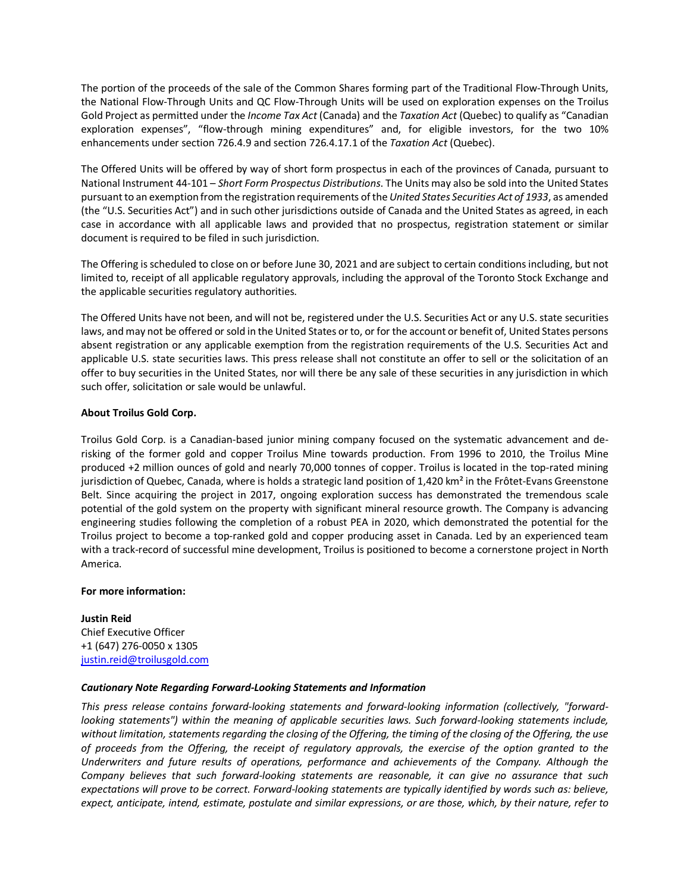The portion of the proceeds of the sale of the Common Shares forming part of the Traditional Flow-Through Units, the National Flow-Through Units and QC Flow-Through Units will be used on exploration expenses on the Troilus Gold Project as permitted under the *Income Tax Act* (Canada) and the *Taxation Act* (Quebec) to qualify as "Canadian exploration expenses", "flow-through mining expenditures" and, for eligible investors, for the two 10% enhancements under section 726.4.9 and section 726.4.17.1 of the *Taxation Act* (Quebec).

The Offered Units will be offered by way of short form prospectus in each of the provinces of Canada, pursuant to National Instrument 44-101 – *Short Form Prospectus Distributions*. The Units may also be sold into the United States pursuant to an exemption from the registration requirements of the *United States Securities Act of 1933*, as amended (the "U.S. Securities Act") and in such other jurisdictions outside of Canada and the United States as agreed, in each case in accordance with all applicable laws and provided that no prospectus, registration statement or similar document is required to be filed in such jurisdiction.

The Offering is scheduled to close on or before June 30, 2021 and are subject to certain conditions including, but not limited to, receipt of all applicable regulatory approvals, including the approval of the Toronto Stock Exchange and the applicable securities regulatory authorities.

The Offered Units have not been, and will not be, registered under the U.S. Securities Act or any U.S. state securities laws, and may not be offered or sold in the United States or to, or for the account or benefit of, United States persons absent registration or any applicable exemption from the registration requirements of the U.S. Securities Act and applicable U.S. state securities laws. This press release shall not constitute an offer to sell or the solicitation of an offer to buy securities in the United States, nor will there be any sale of these securities in any jurisdiction in which such offer, solicitation or sale would be unlawful.

**About Troilus Gold Corp.**

Troilus Gold Corp. is a Canadian-based junior mining company focused on the systematic advancement and de-risking of the former gold and copper Troilus Mine towards production. From 1996 to 2010, the Troilus Mine produced +2 million ounces of gold and nearly 70,000 tonnes of copper. Troilus is located in the top-rated mining jurisdiction of Quebec, Canada, where is holds a strategic land position of 1,420 km² in the Frôtet-Evans Greenstone Belt. Since acquiring the project in 2017, ongoing exploration success has demonstrated the tremendous scale potential of the gold system on the property with significant mineral resource growth. The Company is advancing engineering studies following the completion of a robust PEA in 2020, which demonstrated the potential for the Troilus project to become a top-ranked gold and copper producing asset in Canada. Led by an experienced team with a track-record of successful mine development, Troilus is positioned to become a cornerstone project in North America.

**For more information:**

**Justin Reid**
Chief Executive Officer
+1 (647) 276-0050 x 1305
justin.reid@troilusgold.com

***Cautionary Note Regarding Forward-Looking Statements and Information***

*This press release contains forward-looking statements and forward-looking information (collectively, "forward-looking statements") within the meaning of applicable securities laws. Such forward-looking statements include, without limitation, statements regarding the closing of the Offering, the timing of the closing of the Offering, the use of proceeds from the Offering, the receipt of regulatory approvals, the exercise of the option granted to the Underwriters and future results of operations, performance and achievements of the Company. Although the Company believes that such forward-looking statements are reasonable, it can give no assurance that such expectations will prove to be correct. Forward-looking statements are typically identified by words such as: believe, expect, anticipate, intend, estimate, postulate and similar expressions, or are those, which, by their nature, refer to*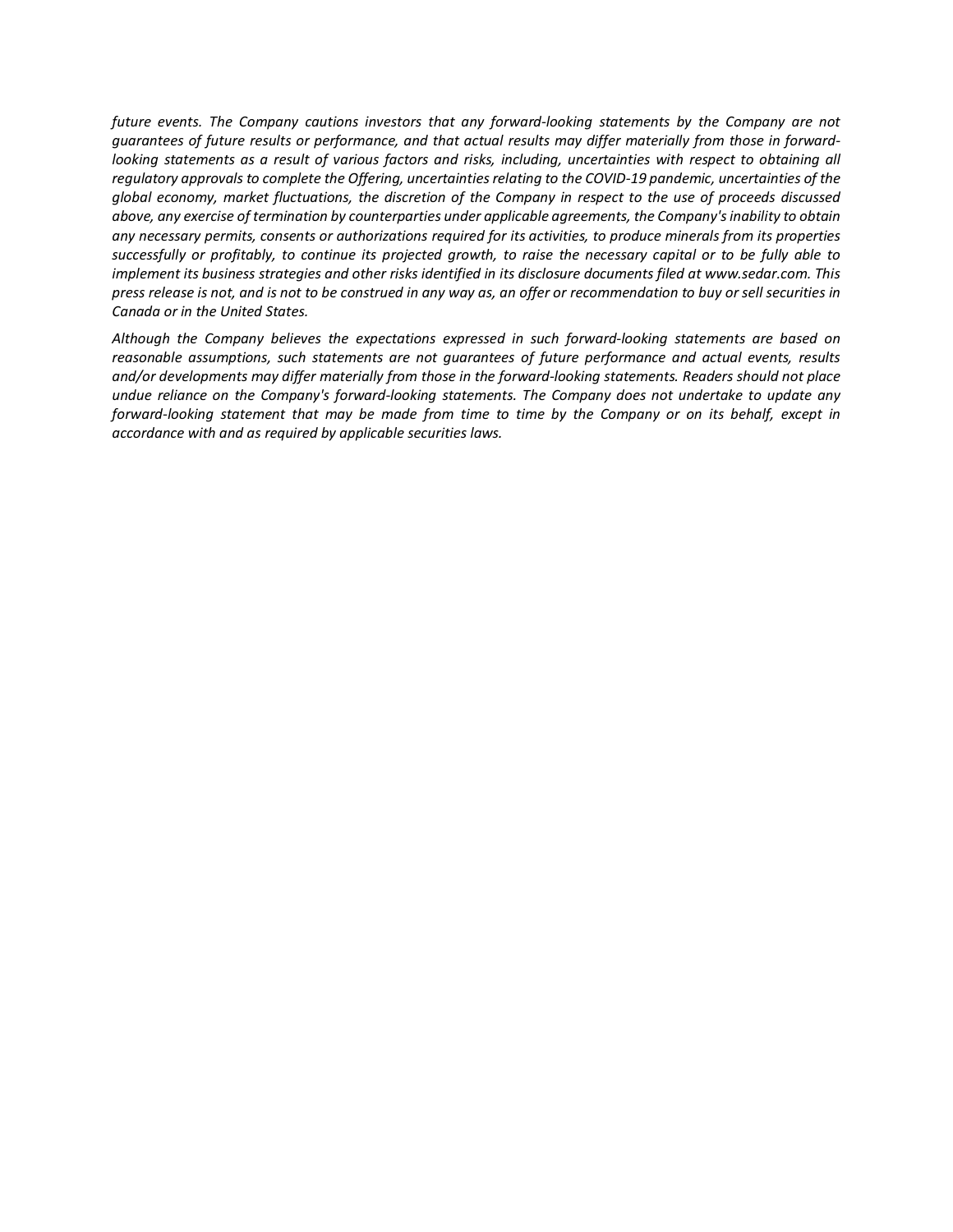*future events. The Company cautions investors that any forward-looking statements by the Company are not guarantees of future results or performance, and that actual results may differ materially from those in forward-looking statements as a result of various factors and risks, including, uncertainties with respect to obtaining all regulatory approvals to complete the Offering, uncertainties relating to the COVID-19 pandemic, uncertainties of the global economy, market fluctuations, the discretion of the Company in respect to the use of proceeds discussed above, any exercise of termination by counterparties under applicable agreements, the Company's inability to obtain any necessary permits, consents or authorizations required for its activities, to produce minerals from its properties successfully or profitably, to continue its projected growth, to raise the necessary capital or to be fully able to implement its business strategies and other risks identified in its disclosure documents filed at www.sedar.com. This press release is not, and is not to be construed in any way as, an offer or recommendation to buy or sell securities in Canada or in the United States.*

*Although the Company believes the expectations expressed in such forward-looking statements are based on reasonable assumptions, such statements are not guarantees of future performance and actual events, results and/or developments may differ materially from those in the forward-looking statements. Readers should not place undue reliance on the Company's forward-looking statements. The Company does not undertake to update any forward-looking statement that may be made from time to time by the Company or on its behalf, except in accordance with and as required by applicable securities laws.*